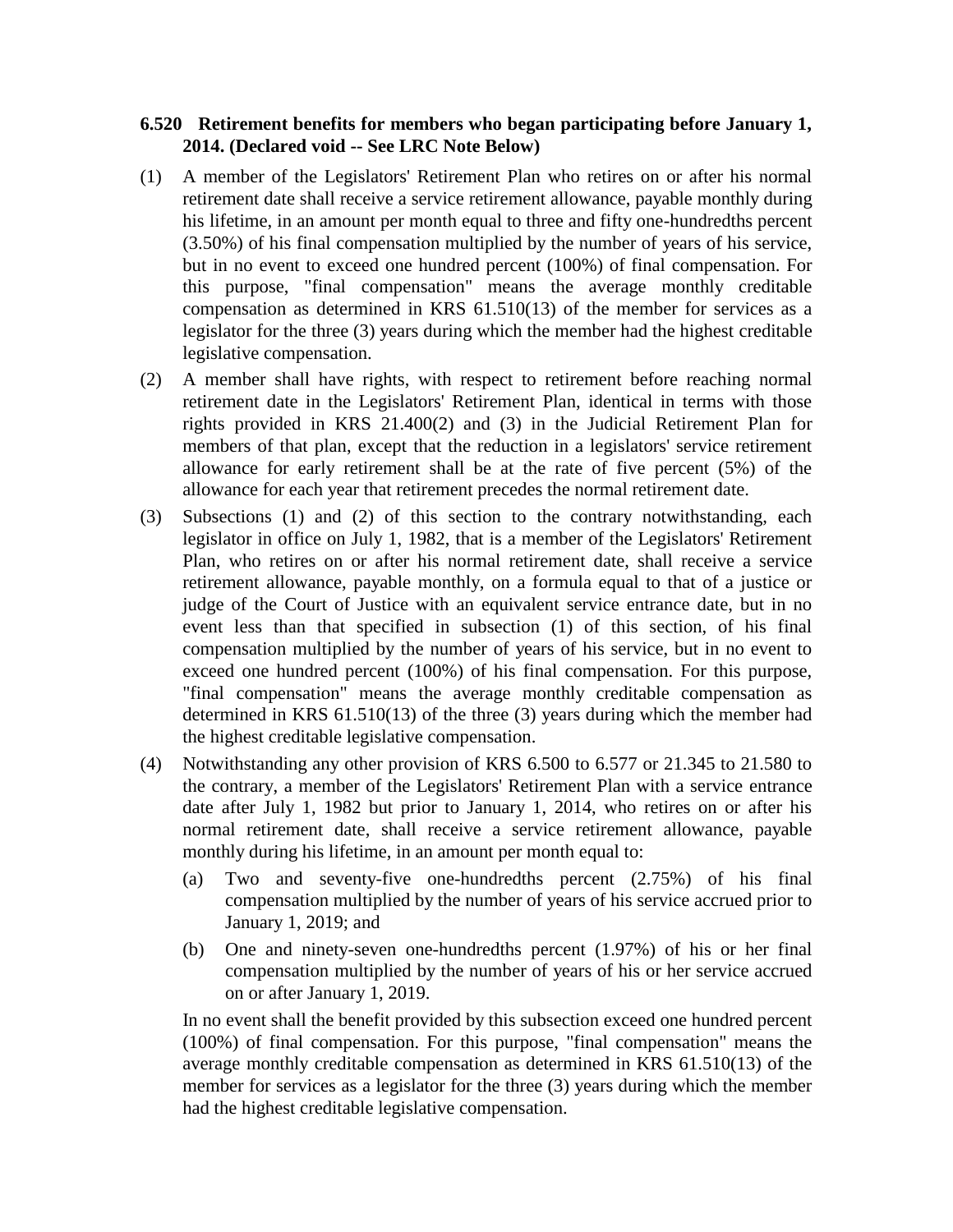**6.520 Retirement benefits for members who began participating before January 1, 2014. (Declared void -- See LRC Note Below)**

(1) A member of the Legislators' Retirement Plan who retires on or after his normal retirement date shall receive a service retirement allowance, payable monthly during his lifetime, in an amount per month equal to three and fifty one-hundredths percent (3.50%) of his final compensation multiplied by the number of years of his service, but in no event to exceed one hundred percent (100%) of final compensation. For this purpose, "final compensation" means the average monthly creditable compensation as determined in KRS 61.510(13) of the member for services as a legislator for the three (3) years during which the member had the highest creditable legislative compensation.

(2) A member shall have rights, with respect to retirement before reaching normal retirement date in the Legislators' Retirement Plan, identical in terms with those rights provided in KRS 21.400(2) and (3) in the Judicial Retirement Plan for members of that plan, except that the reduction in a legislators' service retirement allowance for early retirement shall be at the rate of five percent (5%) of the allowance for each year that retirement precedes the normal retirement date.

(3) Subsections (1) and (2) of this section to the contrary notwithstanding, each legislator in office on July 1, 1982, that is a member of the Legislators' Retirement Plan, who retires on or after his normal retirement date, shall receive a service retirement allowance, payable monthly, on a formula equal to that of a justice or judge of the Court of Justice with an equivalent service entrance date, but in no event less than that specified in subsection (1) of this section, of his final compensation multiplied by the number of years of his service, but in no event to exceed one hundred percent (100%) of his final compensation. For this purpose, "final compensation" means the average monthly creditable compensation as determined in KRS 61.510(13) of the three (3) years during which the member had the highest creditable legislative compensation.

(4) Notwithstanding any other provision of KRS 6.500 to 6.577 or 21.345 to 21.580 to the contrary, a member of the Legislators' Retirement Plan with a service entrance date after July 1, 1982 but prior to January 1, 2014, who retires on or after his normal retirement date, shall receive a service retirement allowance, payable monthly during his lifetime, in an amount per month equal to:

  (a) Two and seventy-five one-hundredths percent (2.75%) of his final compensation multiplied by the number of years of his service accrued prior to January 1, 2019; and

  (b) One and ninety-seven one-hundredths percent (1.97%) of his or her final compensation multiplied by the number of years of his or her service accrued on or after January 1, 2019.

  In no event shall the benefit provided by this subsection exceed one hundred percent (100%) of final compensation. For this purpose, "final compensation" means the average monthly creditable compensation as determined in KRS 61.510(13) of the member for services as a legislator for the three (3) years during which the member had the highest creditable legislative compensation.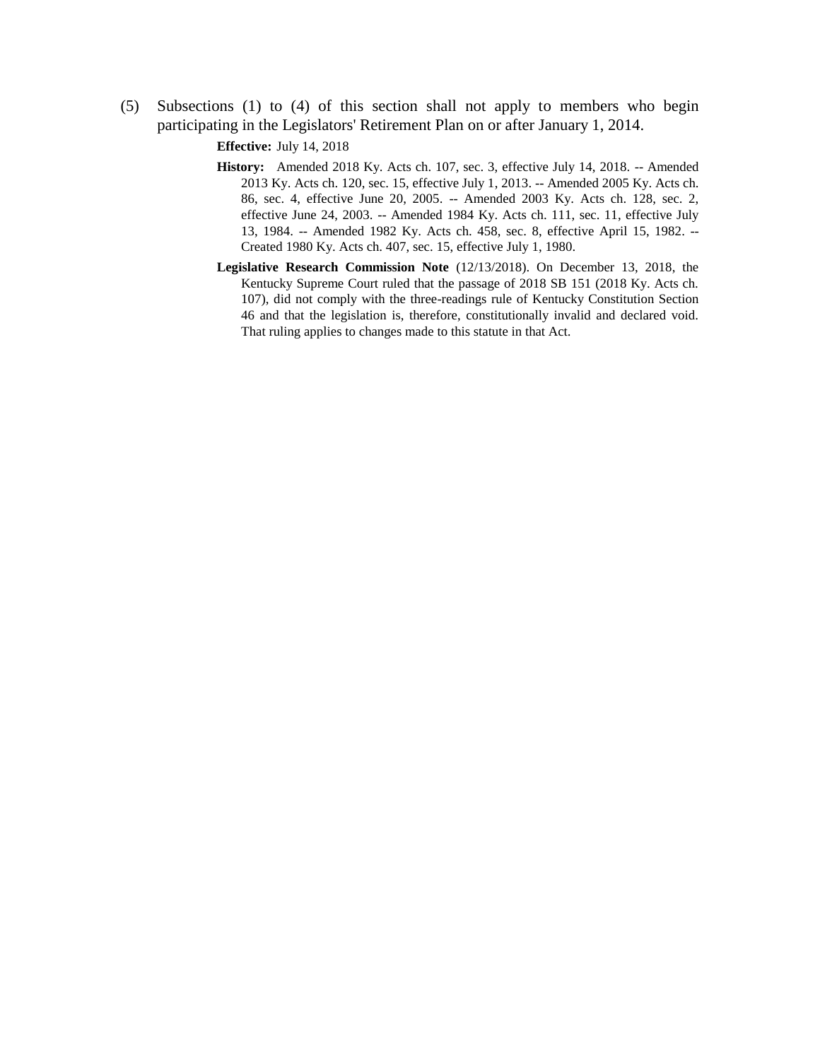(5) Subsections (1) to (4) of this section shall not apply to members who begin participating in the Legislators' Retirement Plan on or after January 1, 2014.

**Effective:** July 14, 2018

**History:** Amended 2018 Ky. Acts ch. 107, sec. 3, effective July 14, 2018. -- Amended 2013 Ky. Acts ch. 120, sec. 15, effective July 1, 2013. -- Amended 2005 Ky. Acts ch. 86, sec. 4, effective June 20, 2005. -- Amended 2003 Ky. Acts ch. 128, sec. 2, effective June 24, 2003. -- Amended 1984 Ky. Acts ch. 111, sec. 11, effective July 13, 1984. -- Amended 1982 Ky. Acts ch. 458, sec. 8, effective April 15, 1982. -- Created 1980 Ky. Acts ch. 407, sec. 15, effective July 1, 1980.

**Legislative Research Commission Note** (12/13/2018). On December 13, 2018, the Kentucky Supreme Court ruled that the passage of 2018 SB 151 (2018 Ky. Acts ch. 107), did not comply with the three-readings rule of Kentucky Constitution Section 46 and that the legislation is, therefore, constitutionally invalid and declared void. That ruling applies to changes made to this statute in that Act.